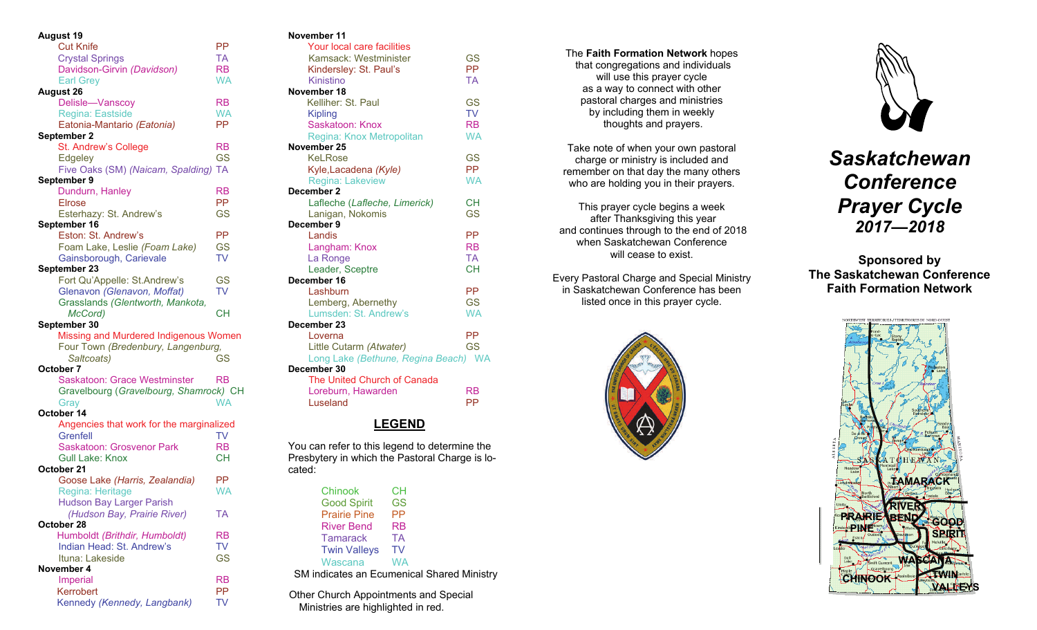**August 19**

- Cut Knife PP
- Crystal Springs TA
- Davidson-Girvin *(Davidson)* RB
- Earl Grey WA

**August 26**

- Delisle—Vanscoy RB
- Regina: Eastside WA
- Eatonia-Mantario *(Eatonia)* PP

**September 2**

- St. Andrew's College RB
- Edgeley GS
- Five Oaks (SM) *(Naicam, Spalding)* TA

**September 9**

- Dundurn, Hanley RB
- Elrose PP
- Esterhazy: St. Andrew's GS

**September 16**

- Eston: St. Andrew's PP
- Foam Lake, Leslie *(Foam Lake)* GS
- Gainsborough, Carievale TV

**September 23**

- Fort Qu'Appelle: St.Andrew's GS
- Glenavon *(Glenavon, Moffat)* TV
- Grasslands *(Glentworth, Mankota, McCord)* CH

**September 30**

- Missing and Murdered Indigenous Women
- Four Town *(Bredenbury, Langenburg, Saltcoats)* GS

**October 7**

- Saskatoon: Grace Westminster RB
- Gravelbourg (*Gravelbourg, Shamrock)* CH
- Gray WA

**October 14**

- Angencies that work for the marginalized
- Grenfell TV
- Saskatoon: Grosvenor Park RB
- Gull Lake: Knox CH

**October 21**

- Goose Lake *(Harris, Zealandia)* PP
- Regina: Heritage WA
- Hudson Bay Larger Parish *(Hudson Bay, Prairie River)* TA

**October 28**

- Humboldt *(Brithdir, Humboldt)* RB
- Indian Head: St. Andrew's TV
- Ituna: Lakeside GS

**November 4**

- Imperial RB
- Kerrobert PP
- Kennedy *(Kennedy, Langbank)* TV

**November 11**

- Your local care facilities
- Kamsack: Westminister GS
- Kindersley: St. Paul's PP
- Kinistino TA

**November 18**

- Kelliher: St. Paul GS
- Kipling TV
- Saskatoon: Knox RB
- Regina: Knox Metropolitan WA

**November 25**

- KeLRose GS
- Kyle,Lacadena *(Kyle)* PP
- Regina: Lakeview WA

**December 2**

- Lafleche (*Lafleche, Limerick)* CH
- Lanigan, Nokomis GS

**December 9**

- Landis PP
- Langham: Knox RB
- La Ronge TA
- Leader, Sceptre CH

**December 16**

- Lashburn PP
- Lemberg, Abernethy GS
- Lumsden: St. Andrew's WA

**December 23**

- Loverna PP
- Little Cutarm *(Atwater)* GS
- Long Lake *(Bethune, Regina Beach)* WA

**December 30**

- The United Church of Canada
- Loreburn, Hawarden RB
- Luseland PP

## LEGEND

You can refer to this legend to determine the Presbytery in which the Pastoral Charge is located:

| Presbytery | Code |
|---|---|
| Chinook | CH |
| Good Spirit | GS |
| Prairie Pine | PP |
| River Bend | RB |
| Tamarack | TA |
| Twin Valleys | TV |
| Wascana | WA |

SM indicates an Ecumenical Shared Ministry

Other Church Appointments and Special Ministries are highlighted in red.

The **Faith Formation Network** hopes that congregations and individuals will use this prayer cycle as a way to connect with other pastoral charges and ministries by including them in weekly thoughts and prayers.

Take note of when your own pastoral charge or ministry is included and remember on that day the many others who are holding you in their prayers.

This prayer cycle begins a week after Thanksgiving this year and continues through to the end of 2018 when Saskatchewan Conference will cease to exist.

Every Pastoral Charge and Special Ministry in Saskatchewan Conference has been listed once in this prayer cycle.

# *Saskatchewan Conference Prayer Cycle 2017—2018*

**Sponsored by The Saskatchewan Conference Faith Formation Network**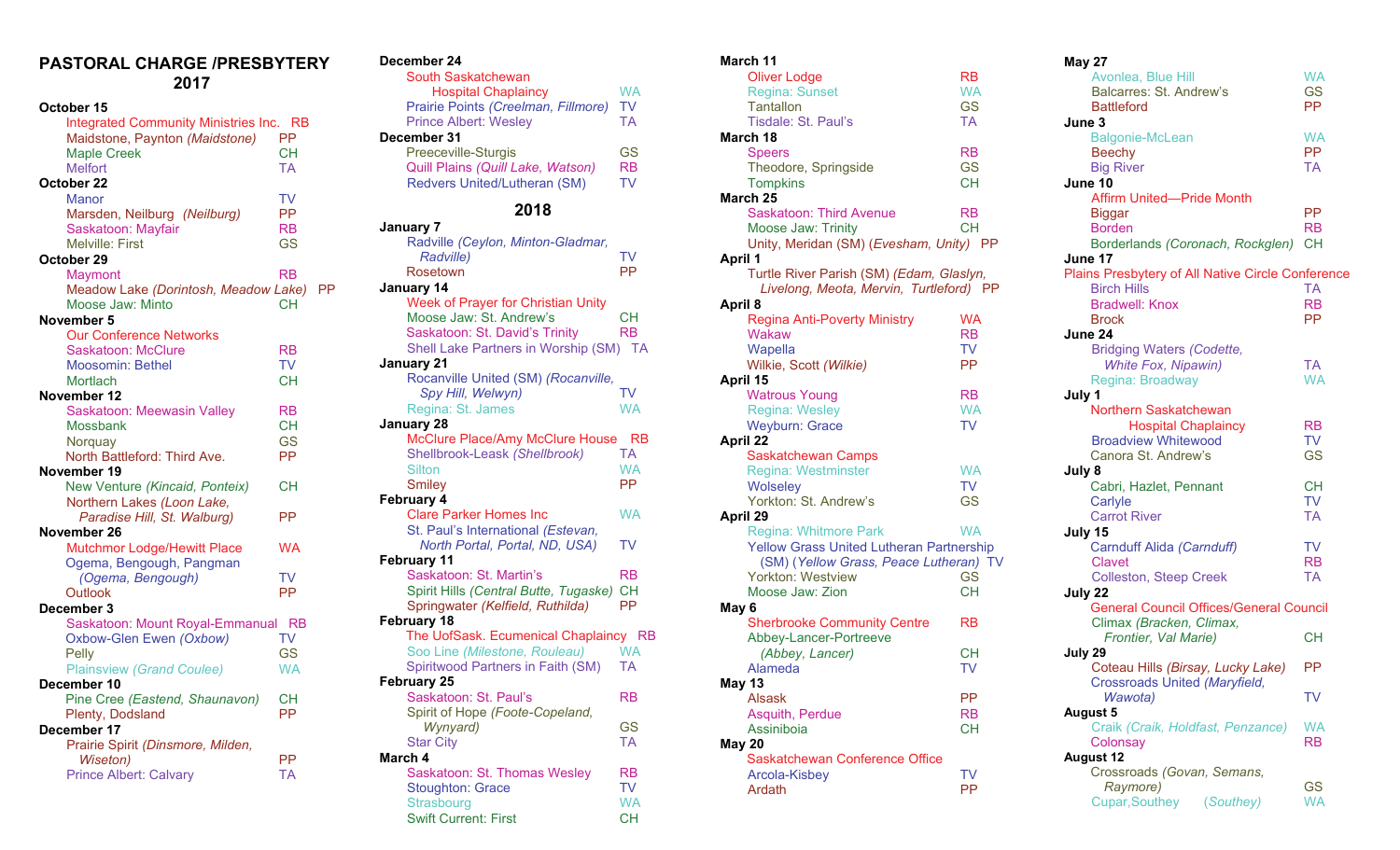# PASTORAL CHARGE /PRESBYTERY 2017

**October 15**
- Integrated Community Ministries Inc. RB
- Maidstone, Paynton *(Maidstone)* PP
- Maple Creek CH
- Melfort TA

**October 22**
- Manor TV
- Marsden, Neilburg *(Neilburg)* PP
- Saskatoon: Mayfair RB
- Melville: First GS

**October 29**
- Maymont RB
- Meadow Lake *(Dorintosh, Meadow Lake)* PP
- Moose Jaw: Minto CH

**November 5**
- Our Conference Networks
- Saskatoon: McClure RB
- Moosomin: Bethel TV
- Mortlach CH

**November 12**
- Saskatoon: Meewasin Valley RB
- Mossbank CH
- Norquay GS
- North Battleford: Third Ave. PP

**November 19**
- New Venture *(Kincaid, Ponteix)* CH
- Northern Lakes *(Loon Lake, Paradise Hill, St. Walburg)* PP

**November 26**
- Mutchmor Lodge/Hewitt Place WA
- Ogema, Bengough, Pangman *(Ogema, Bengough)* TV
- Outlook PP

**December 3**
- Saskatoon: Mount Royal-Emmanual RB
- Oxbow-Glen Ewen *(Oxbow)* TV
- Pelly GS
- Plainsview *(Grand Coulee)* WA

**December 10**
- Pine Cree *(Eastend, Shaunavon)* CH
- Plenty, Dodsland PP

**December 17**
- Prairie Spirit *(Dinsmore, Milden, Wiseton)* PP
- Prince Albert: Calvary TA

**December 24**
- South Saskatchewan Hospital Chaplaincy WA
- Prairie Points *(Creelman, Fillmore)* TV
- Prince Albert: Wesley TA

**December 31**
- Preeceville-Sturgis GS
- Quill Plains *(Quill Lake, Watson)* RB
- Redvers United/Lutheran (SM) TV

## 2018

**January 7**
- Radville *(Ceylon, Minton-Gladmar, Radville)* TV
- Rosetown PP

**January 14**
- Week of Prayer for Christian Unity
- Moose Jaw: St. Andrew's CH
- Saskatoon: St. David's Trinity RB
- Shell Lake Partners in Worship (SM) TA

**January 21**
- Rocanville United (SM) *(Rocanville, Spy Hill, Welwyn)* TV
- Regina: St. James WA

**January 28**
- McClure Place/Amy McClure House RB
- Shellbrook-Leask *(Shellbrook)* TA
- Silton WA
- Smiley PP

**February 4**
- Clare Parker Homes Inc WA
- St. Paul's International *(Estevan, North Portal, Portal, ND, USA)* TV

**February 11**
- Saskatoon: St. Martin's RB
- Spirit Hills *(Central Butte, Tugaske)* CH
- Springwater *(Kelfield, Ruthilda)* PP

**February 18**
- The UofSask. Ecumenical Chaplaincy RB
- Soo Line *(Milestone, Rouleau)* WA
- Spiritwood Partners in Faith (SM) TA

**February 25**
- Saskatoon: St. Paul's RB
- Spirit of Hope *(Foote-Copeland, Wynyard)* GS
- Star City TA

**March 4**
- Saskatoon: St. Thomas Wesley RB
- Stoughton: Grace TV
- Strasbourg WA
- Swift Current: First CH

**March 11**
- Oliver Lodge RB
- Regina: Sunset WA
- Tantallon GS
- Tisdale: St. Paul's TA

**March 18**
- Speers RB
- Theodore, Springside GS
- Tompkins CH

**March 25**
- Saskatoon: Third Avenue RB
- Moose Jaw: Trinity CH
- Unity, Meridan (SM) *(Evesham, Unity)* PP

**April 1**
- Turtle River Parish (SM) *(Edam, Glaslyn, Livelong, Meota, Mervin, Turtleford)* PP

**April 8**
- Regina Anti-Poverty Ministry WA
- Wakaw RB
- Wapella TV
- Wilkie, Scott *(Wilkie)* PP

**April 15**
- Watrous Young RB
- Regina: Wesley WA
- Weyburn: Grace TV

**April 22**
- Saskatchewan Camps
- Regina: Westminster WA
- Wolseley TV
- Yorkton: St. Andrew's GS

**April 29**
- Regina: Whitmore Park WA
- Yellow Grass United Lutheran Partnership (SM) *(Yellow Grass, Peace Lutheran)* TV
- Yorkton: Westview GS
- Moose Jaw: Zion CH

**May 6**
- Sherbrooke Community Centre RB
- Abbey-Lancer-Portreeve *(Abbey, Lancer)* CH
- Alameda TV

**May 13**
- Alsask PP
- Asquith, Perdue RB
- Assiniboia CH

**May 20**
- Saskatchewan Conference Office
- Arcola-Kisbey TV
- Ardath PP

**May 27**
- Avonlea, Blue Hill WA
- Balcarres: St. Andrew's GS
- Battleford PP

**June 3**
- Balgonie-McLean WA
- Beechy PP
- Big River TA

**June 10**
- Affirm United—Pride Month
- Biggar PP
- Borden RB
- Borderlands *(Coronach, Rockglen)* CH

**June 17**
- Plains Presbytery of All Native Circle Conference
- Birch Hills TA
- Bradwell: Knox RB
- Brock PP

**June 24**
- Bridging Waters *(Codette, White Fox, Nipawin)* TA
- Regina: Broadway WA

**July 1**
- Northern Saskatchewan Hospital Chaplaincy RB
- Broadview Whitewood TV
- Canora St. Andrew's GS

**July 8**
- Cabri, Hazlet, Pennant CH
- Carlyle TV
- Carrot River TA

**July 15**
- Carnduff Alida *(Carnduff)* TV
- Clavet RB
- Colleston, Steep Creek TA

**July 22**
- General Council Offices/General Council
- Climax *(Bracken, Climax, Frontier, Val Marie)* CH

**July 29**
- Coteau Hills *(Birsay, Lucky Lake)* PP
- Crossroads United *(Maryfield, Wawota)* TV

**August 5**
- Craik *(Craik, Holdfast, Penzance)* WA
- Colonsay RB

**August 12**
- Crossroads *(Govan, Semans, Raymore)* GS
- Cupar,Southey *(Southey)* WA